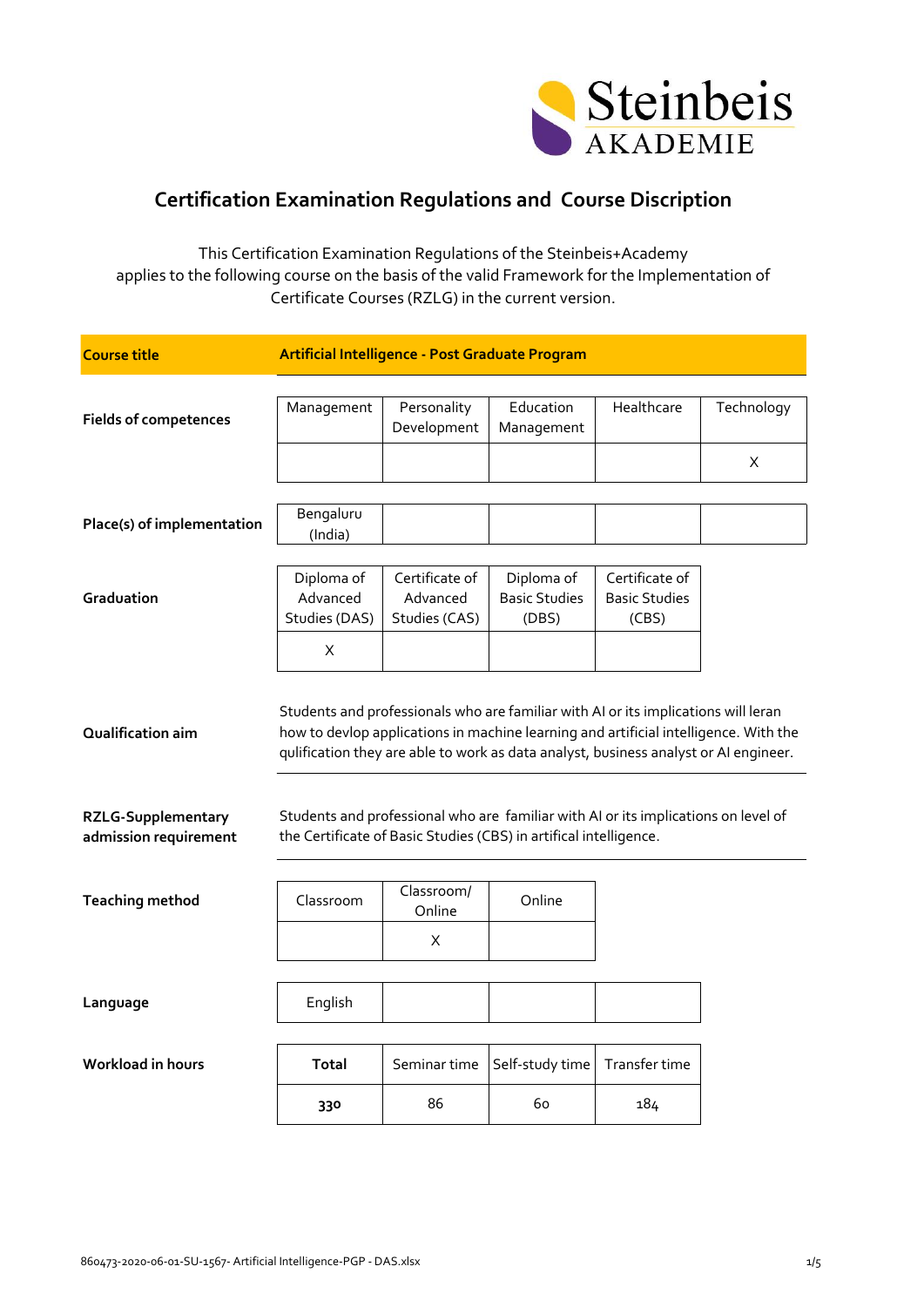# Certification Examination Regulations and Course Discription

This Certification Examination Regulations of the Steinbeis+Academy applies to the following course on the basis of the valid Framework for the Implementation of Certificate Courses (RZLG) in the current version.

| **Course title** | **Artificial Intelligence - Post Graduate Program** | | | | |
|---|---|---|---|---|---|
| **Fields of competences** | Management | Personality Development | Education Management | Healthcare | Technology |
| | | | | | X |
| **Place(s) of implementation** | Bengaluru (India) | | | | |
| **Graduation** | Diploma of Advanced Studies (DAS) | Certificate of Advanced Studies (CAS) | Diploma of Basic Studies (DBS) | Certificate of Basic Studies (CBS) | |
| | X | | | | |
| **Qualification aim** | Students and professionals who are familiar with AI or its implications will leran how to devlop applications in machine learning and artificial intelligence. With the qulification they are able to work as data analyst, business analyst or AI engineer. | | | | |
| **RZLG-Supplementary admission requirement** | Students and professional who are familiar with AI or its implications on level of the Certificate of Basic Studies (CBS) in artifical intelligence. | | | | |
| **Teaching method** | Classroom | Classroom/ Online | Online | | |
| | | X | | | |
| **Language** | English | | | | |
| **Workload in hours** | **Total** | Seminar time | Self-study time | Transfer time | |
| | **330** | 86 | 60 | 184 | |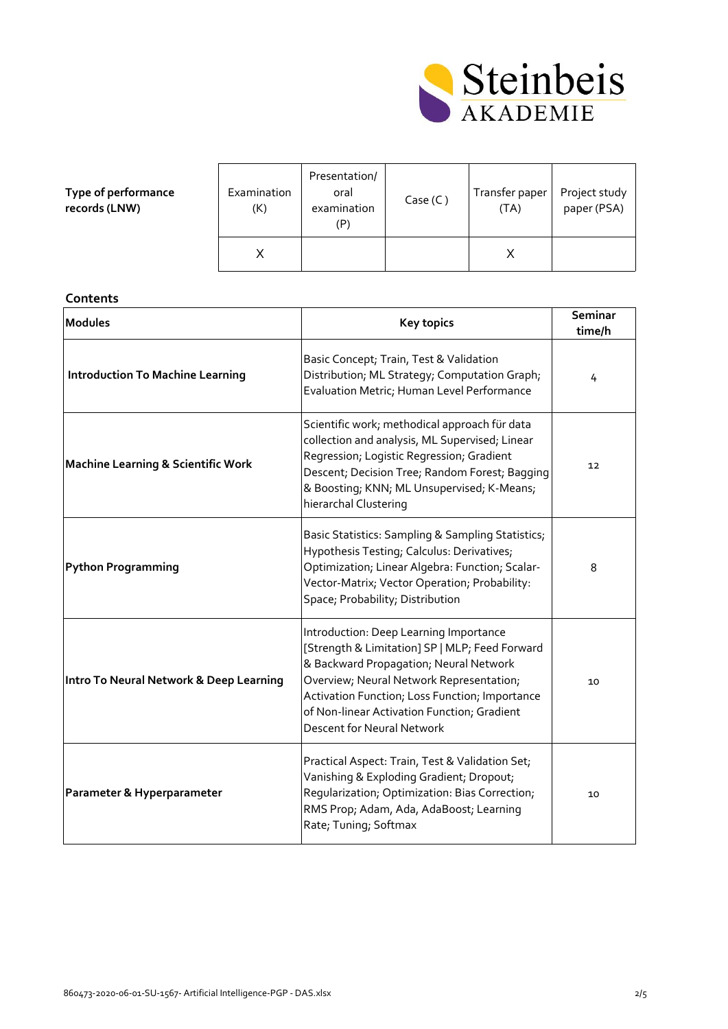| Type of performance records (LNW) | Examination (K) | Presentation/ oral examination (P) | Case (C ) | Transfer paper (TA) | Project study paper (PSA) |
|---|---|---|---|---|---|
| | X | | | X | |

**Contents**

| Modules | Key topics | Seminar time/h |
|---|---|---|
| **Introduction To Machine Learning** | Basic Concept; Train, Test & Validation Distribution; ML Strategy; Computation Graph; Evaluation Metric; Human Level Performance | 4 |
| **Machine Learning & Scientific Work** | Scientific work; methodical approach für data collection and analysis, ML Supervised; Linear Regression; Logistic Regression; Gradient Descent; Decision Tree; Random Forest; Bagging & Boosting; KNN; ML Unsupervised; K-Means; hierarchal Clustering | 12 |
| **Python Programming** | Basic Statistics: Sampling & Sampling Statistics; Hypothesis Testing; Calculus: Derivatives; Optimization; Linear Algebra: Function; Scalar-Vector-Matrix; Vector Operation; Probability: Space; Probability; Distribution | 8 |
| **Intro To Neural Network & Deep Learning** | Introduction: Deep Learning Importance [Strength & Limitation] SP \| MLP; Feed Forward & Backward Propagation; Neural Network Overview; Neural Network Representation; Activation Function; Loss Function; Importance of Non-linear Activation Function; Gradient Descent for Neural Network | 10 |
| **Parameter & Hyperparameter** | Practical Aspect: Train, Test & Validation Set; Vanishing & Exploding Gradient; Dropout; Regularization; Optimization: Bias Correction; RMS Prop; Adam, Ada, AdaBoost; Learning Rate; Tuning; Softmax | 10 |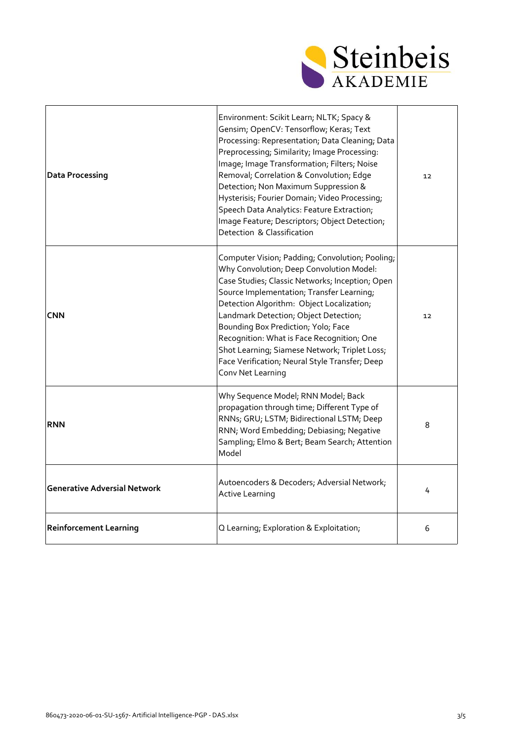| **Data Processing** | Environment: Scikit Learn; NLTK; Spacy & Gensim; OpenCV: Tensorflow; Keras; Text Processing: Representation; Data Cleaning; Data Preprocessing; Similarity; Image Processing: Image; Image Transformation; Filters; Noise Removal; Correlation & Convolution; Edge Detection; Non Maximum Suppression & Hysterisis; Fourier Domain; Video Processing; Speech Data Analytics: Feature Extraction; Image Feature; Descriptors; Object Detection; Detection & Classification | 12 |
|---|---|---|
| **CNN** | Computer Vision; Padding; Convolution; Pooling; Why Convolution; Deep Convolution Model: Case Studies; Classic Networks; Inception; Open Source Implementation; Transfer Learning; Detection Algorithm: Object Localization; Landmark Detection; Object Detection; Bounding Box Prediction; Yolo; Face Recognition: What is Face Recognition; One Shot Learning; Siamese Network; Triplet Loss; Face Verification; Neural Style Transfer; Deep Conv Net Learning | 12 |
| **RNN** | Why Sequence Model; RNN Model; Back propagation through time; Different Type of RNNs; GRU; LSTM; Bidirectional LSTM; Deep RNN; Word Embedding; Debiasing; Negative Sampling; Elmo & Bert; Beam Search; Attention Model | 8 |
| **Generative Adversial Network** | Autoencoders & Decoders; Adversial Network; Active Learning | 4 |
| **Reinforcement Learning** | Q Learning; Exploration & Exploitation; | 6 |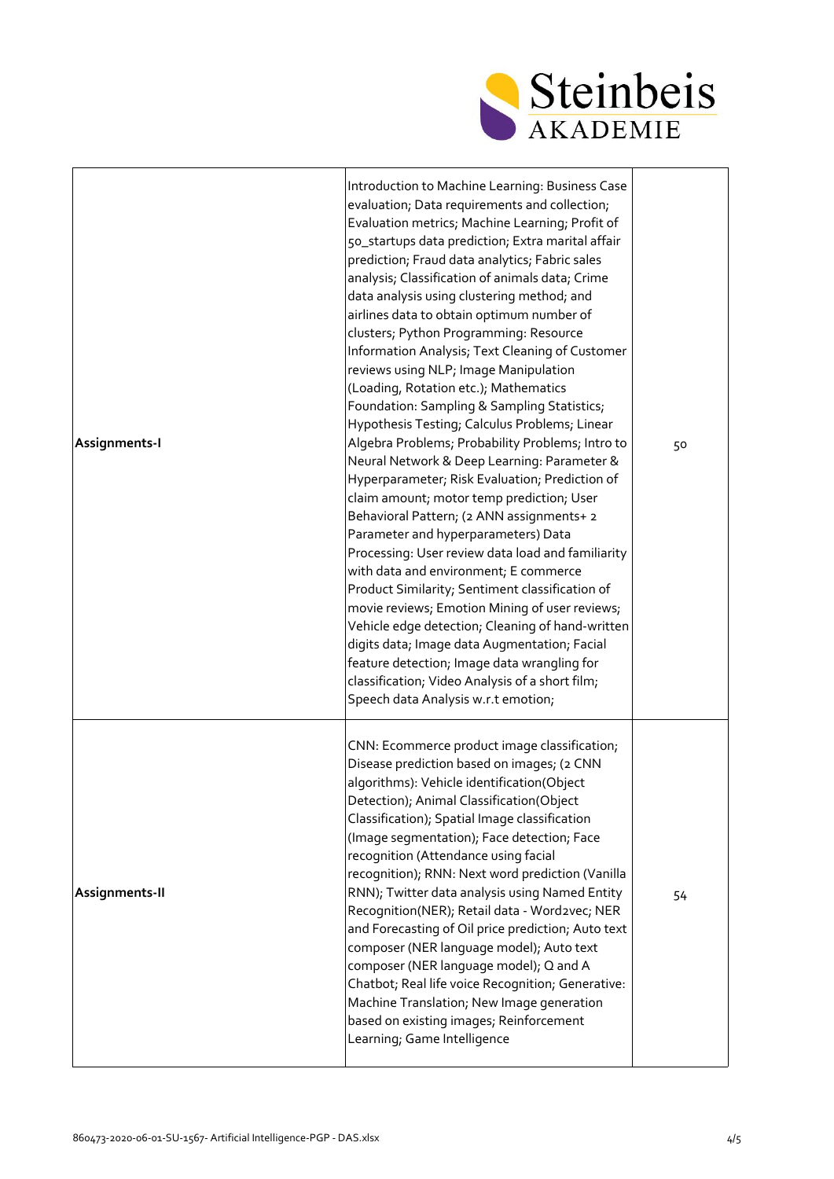| | | |
|---|---|---|
| **Assignments-I** | Introduction to Machine Learning: Business Case evaluation; Data requirements and collection; Evaluation metrics; Machine Learning; Profit of 50_startups data prediction; Extra marital affair prediction; Fraud data analytics; Fabric sales analysis; Classification of animals data; Crime data analysis using clustering method; and airlines data to obtain optimum number of clusters; Python Programming: Resource Information Analysis; Text Cleaning of Customer reviews using NLP; Image Manipulation (Loading, Rotation etc.); Mathematics Foundation: Sampling & Sampling Statistics; Hypothesis Testing; Calculus Problems; Linear Algebra Problems; Probability Problems; Intro to Neural Network & Deep Learning: Parameter & Hyperparameter; Risk Evaluation; Prediction of claim amount; motor temp prediction; User Behavioral Pattern; (2 ANN assignments+ 2 Parameter and hyperparameters) Data Processing: User review data load and familiarity with data and environment; E commerce Product Similarity; Sentiment classification of movie reviews; Emotion Mining of user reviews; Vehicle edge detection; Cleaning of hand-written digits data; Image data Augmentation; Facial feature detection; Image data wrangling for classification; Video Analysis of a short film; Speech data Analysis w.r.t emotion; | 50 |
| **Assignments-II** | CNN: Ecommerce product image classification; Disease prediction based on images; (2 CNN algorithms): Vehicle identification(Object Detection); Animal Classification(Object Classification); Spatial Image classification (Image segmentation); Face detection; Face recognition (Attendance using facial recognition); RNN: Next word prediction (Vanilla RNN); Twitter data analysis using Named Entity Recognition(NER); Retail data - Word2vec; NER and Forecasting of Oil price prediction; Auto text composer (NER language model); Auto text composer (NER language model); Q and A Chatbot; Real life voice Recognition; Generative: Machine Translation; New Image generation based on existing images; Reinforcement Learning; Game Intelligence | 54 |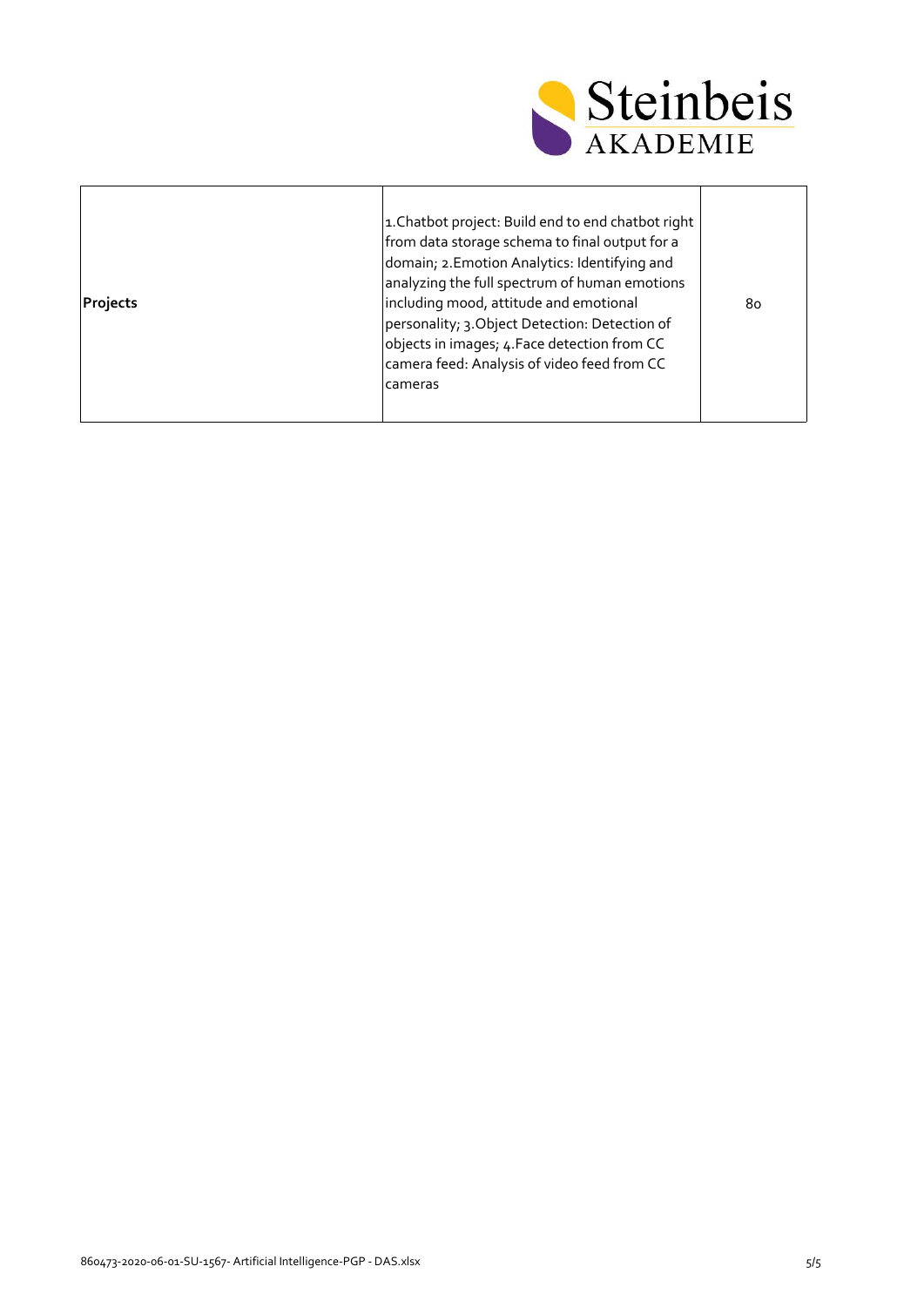| | | |
|---|---|---|
| **Projects** | 1.Chatbot project: Build end to end chatbot right from data storage schema to final output for a domain; 2.Emotion Analytics: Identifying and analyzing the full spectrum of human emotions including mood, attitude and emotional personality; 3.Object Detection: Detection of objects in images; 4.Face detection from CC camera feed: Analysis of video feed from CC cameras | 80 |